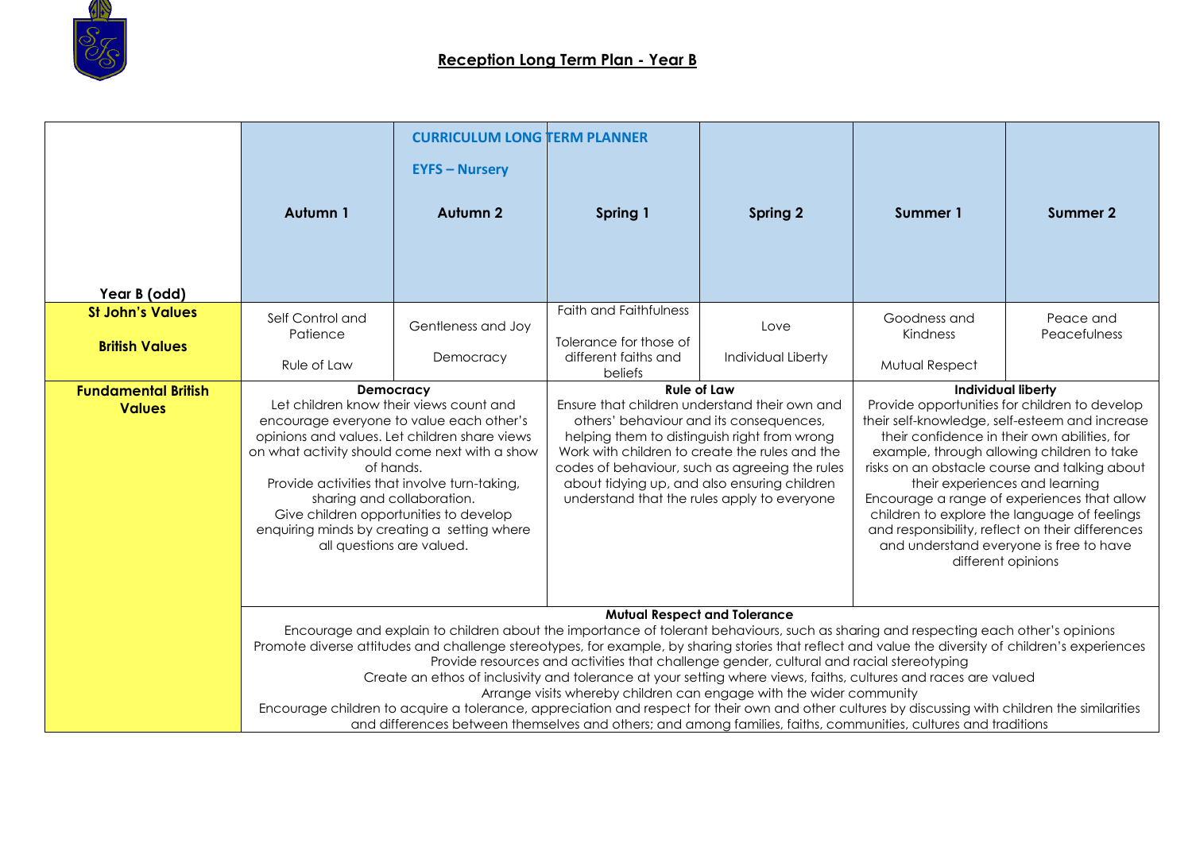# Reception Long Term Plan - Year B

| Year B (odd) | Autumn 1 | Autumn 2 | Spring 1 | Spring 2 | Summer 1 | Summer 2 |
|---|---|---|---|---|---|---|
| | | **CURRICULUM LONG TERM PLANNER** **EYFS – Nursery** | | | | |
| **St John's Values** / **British Values** | Self Control and Patience / Rule of Law | Gentleness and Joy / Democracy | Faith and Faithfulness / Tolerance for those of different faiths and beliefs | Love / Individual Liberty | Goodness and Kindness / Mutual Respect | Peace and Peacefulness |
| **Fundamental British Values** | **Democracy** Let children know their views count and encourage everyone to value each other's opinions and values. Let children share views on what activity should come next with a show of hands. Provide activities that involve turn-taking, sharing and collaboration. Give children opportunities to develop enquiring minds by creating a setting where all questions are valued. | | **Rule of Law** Ensure that children understand their own and others' behaviour and its consequences, helping them to distinguish right from wrong Work with children to create the rules and the codes of behaviour, such as agreeing the rules about tidying up, and also ensuring children understand that the rules apply to everyone | | **Individual liberty** Provide opportunities for children to develop their self-knowledge, self-esteem and increase their confidence in their own abilities, for example, through allowing children to take risks on an obstacle course and talking about their experiences and learning Encourage a range of experiences that allow children to explore the language of feelings and responsibility, reflect on their differences and understand everyone is free to have different opinions | |
| | **Mutual Respect and Tolerance** Encourage and explain to children about the importance of tolerant behaviours, such as sharing and respecting each other's opinions Promote diverse attitudes and challenge stereotypes, for example, by sharing stories that reflect and value the diversity of children's experiences Provide resources and activities that challenge gender, cultural and racial stereotyping Create an ethos of inclusivity and tolerance at your setting where views, faiths, cultures and races are valued Arrange visits whereby children can engage with the wider community Encourage children to acquire a tolerance, appreciation and respect for their own and other cultures by discussing with children the similarities and differences between themselves and others; and among families, faiths, communities, cultures and traditions | | | | | |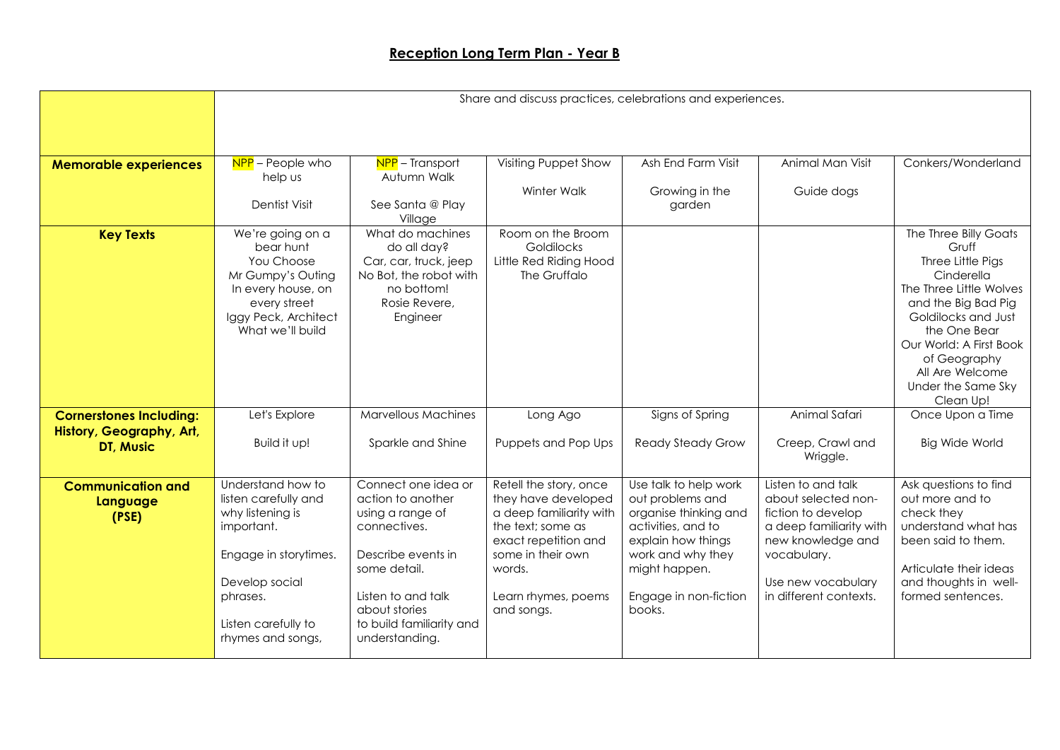## Reception Long Term Plan - Year B

| | Share and discuss practices, celebrations and experiences. | | | | | |
|---|---|---|---|---|---|---|
| **Memorable experiences** | NPP – People who help us<br><br>Dentist Visit | NPP – Transport<br>Autumn Walk<br><br>See Santa @ Play Village | Visiting Puppet Show<br><br>Winter Walk | Ash End Farm Visit<br><br>Growing in the garden | Animal Man Visit<br><br>Guide dogs | Conkers/Wonderland |
| **Key Texts** | We're going on a bear hunt<br>You Choose<br>Mr Gumpy's Outing<br>In every house, on every street<br>Iggy Peck, Architect<br>What we'll build | What do machines do all day?<br>Car, car, truck, jeep<br>No Bot, the robot with no bottom!<br>Rosie Revere, Engineer | Room on the Broom<br>Goldilocks<br>Little Red Riding Hood<br>The Gruffalo | | | The Three Billy Goats Gruff<br>Three Little Pigs<br>Cinderella<br>The Three Little Wolves and the Big Bad Pig<br>Goldilocks and Just the One Bear<br>Our World: A First Book of Geography<br>All Are Welcome<br>Under the Same Sky<br>Clean Up! |
| **Cornerstones Including: History, Geography, Art, DT, Music** | Let's Explore<br><br>Build it up! | Marvellous Machines<br><br>Sparkle and Shine | Long Ago<br><br>Puppets and Pop Ups | Signs of Spring<br><br>Ready Steady Grow | Animal Safari<br><br>Creep, Crawl and Wriggle. | Once Upon a Time<br><br>Big Wide World |
| **Communication and Language (PSE)** | Understand how to listen carefully and why listening is important.<br><br>Engage in storytimes.<br><br>Develop social phrases.<br><br>Listen carefully to rhymes and songs, | Connect one idea or action to another using a range of connectives.<br><br>Describe events in some detail.<br><br>Listen to and talk about stories to build familiarity and understanding. | Retell the story, once they have developed a deep familiarity with the text; some as exact repetition and some in their own words.<br><br>Learn rhymes, poems and songs. | Use talk to help work out problems and organise thinking and activities, and to explain how things work and why they might happen.<br><br>Engage in non-fiction books. | Listen to and talk about selected non-fiction to develop a deep familiarity with new knowledge and vocabulary.<br><br>Use new vocabulary in different contexts. | Ask questions to find out more and to check they understand what has been said to them.<br><br>Articulate their ideas and thoughts in well-formed sentences. |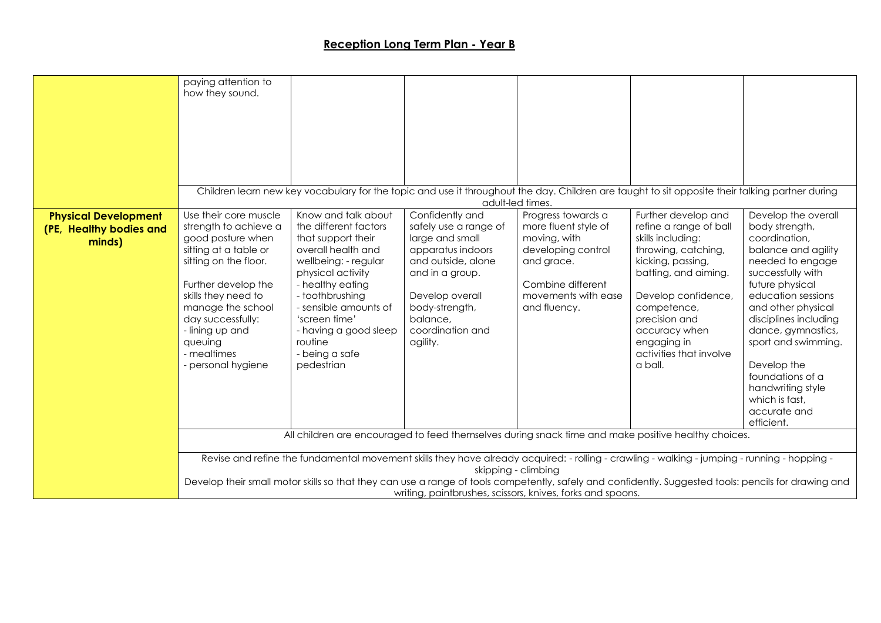## Reception Long Term Plan - Year B

| | | | | | | |
|---|---|---|---|---|---|---|
| | paying attention to how they sound. | | | | | |
| | Children learn new key vocabulary for the topic and use it throughout the day. Children are taught to sit opposite their talking partner during adult-led times. | | | | | |
| **Physical Development (PE, Healthy bodies and minds)** | Use their core muscle strength to achieve a good posture when sitting at a table or sitting on the floor.<br><br>Further develop the skills they need to manage the school day successfully:<br>- lining up and queuing<br>- mealtimes<br>- personal hygiene | Know and talk about the different factors that support their overall health and wellbeing: - regular physical activity<br>- healthy eating<br>- toothbrushing<br>- sensible amounts of 'screen time'<br>- having a good sleep routine<br>- being a safe pedestrian | Confidently and safely use a range of large and small apparatus indoors and outside, alone and in a group.<br><br>Develop overall body-strength, balance, coordination and agility. | Progress towards a more fluent style of moving, with developing control and grace.<br><br>Combine different movements with ease and fluency. | Further develop and refine a range of ball skills including: throwing, catching, kicking, passing, batting, and aiming.<br><br>Develop confidence, competence, precision and accuracy when engaging in activities that involve a ball. | Develop the overall body strength, coordination, balance and agility needed to engage successfully with future physical education sessions and other physical disciplines including dance, gymnastics, sport and swimming.<br><br>Develop the foundations of a handwriting style which is fast, accurate and efficient. |
| | All children are encouraged to feed themselves during snack time and make positive healthy choices. | | | | | |
| | Revise and refine the fundamental movement skills they have already acquired: - rolling - crawling - walking - jumping - running - hopping - skipping - climbing<br>Develop their small motor skills so that they can use a range of tools competently, safely and confidently. Suggested tools: pencils for drawing and writing, paintbrushes, scissors, knives, forks and spoons. | | | | | |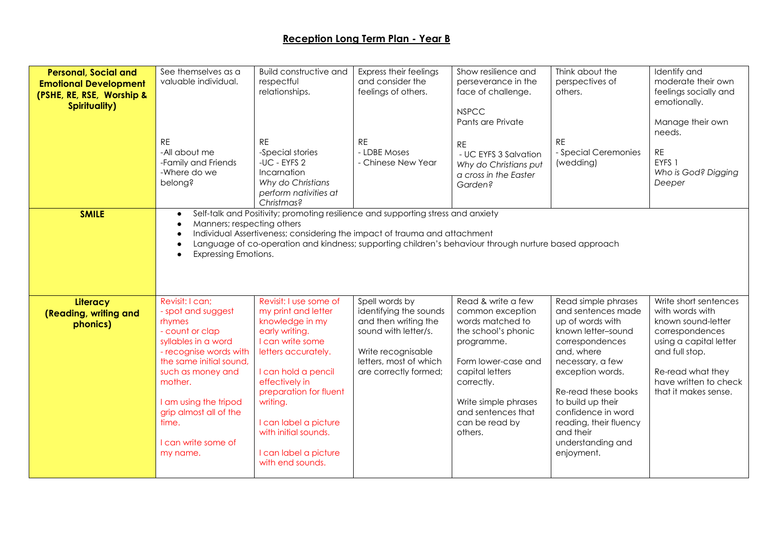## Reception Long Term Plan - Year B

| | | | | | | |
|---|---|---|---|---|---|---|
| **Personal, Social and Emotional Development (PSHE, RE, RSE, Worship & Spirituality)** | See themselves as a valuable individual.<br><br>RE<br>-All about me<br>-Family and Friends<br>-Where do we belong? | Build constructive and respectful relationships.<br><br>RE<br>-Special stories<br>-UC - EYFS 2 Incarnation<br>*Why do Christians perform nativities at Christmas?* | Express their feelings and consider the feelings of others.<br><br>RE<br>- LDBE Moses<br>- Chinese New Year | Show resilience and perseverance in the face of challenge.<br><br>NSPCC<br>Pants are Private<br><br>RE<br>- UC EYFS 3 Salvation<br>*Why do Christians put a cross in the Easter Garden?* | Think about the perspectives of others.<br><br>RE<br>- Special Ceremonies (wedding) | Identify and moderate their own feelings socially and emotionally.<br><br>Manage their own needs.<br><br>RE<br>EYFS 1<br>*Who is God? Digging Deeper* |
| **SMILE** | • Self-talk and Positivity; promoting resilience and supporting stress and anxiety<br>• Manners; respecting others<br>• Individual Assertiveness; considering the impact of trauma and attachment<br>• Language of co-operation and kindness; supporting children's behaviour through nurture based approach<br>• Expressing Emotions. | | | | | |
| **Literacy (Reading, writing and phonics)** | Revisit: I can;<br>- spot and suggest rhymes<br>- count or clap syllables in a word<br>- recognise words with the same initial sound, such as money and mother.<br><br>I am using the tripod grip almost all of the time.<br><br>I can write some of my name. | Revisit: I use some of my print and letter knowledge in my early writing.<br>I can write some letters accurately.<br><br>I can hold a pencil effectively in preparation for fluent writing.<br><br>I can label a picture with initial sounds.<br><br>I can label a picture with end sounds. | Spell words by identifying the sounds and then writing the sound with letter/s.<br><br>Write recognisable letters, most of which are correctly formed; | Read & write a few common exception words matched to the school's phonic programme.<br><br>Form lower-case and capital letters correctly.<br><br>Write simple phrases and sentences that can be read by others. | Read simple phrases and sentences made up of words with known letter–sound correspondences and, where necessary, a few exception words.<br><br>Re-read these books to build up their confidence in word reading, their fluency and their understanding and enjoyment. | Write short sentences with words with known sound-letter correspondences using a capital letter and full stop.<br><br>Re-read what they have written to check that it makes sense. |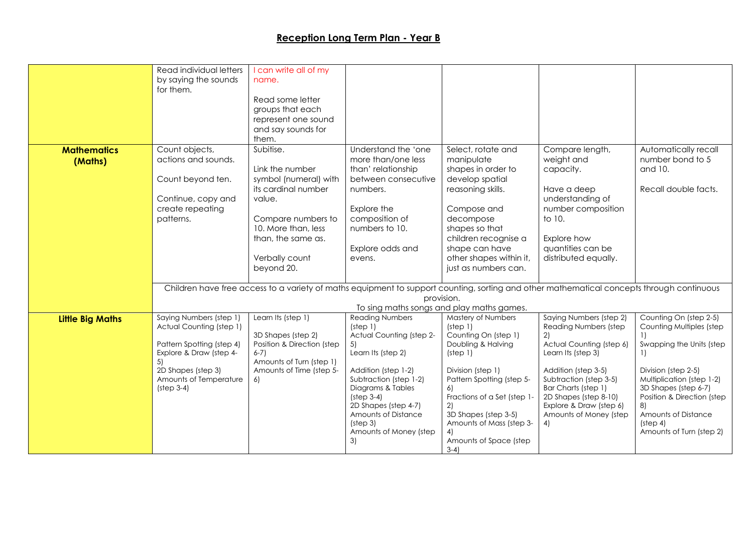# Reception Long Term Plan - Year B

| | | | | | | |
|---|---|---|---|---|---|---|
| | Read individual letters by saying the sounds for them. | I can write all of my name.<br><br>Read some letter groups that each represent one sound and say sounds for them. | | | | |
| **Mathematics (Maths)** | Count objects, actions and sounds.<br><br>Count beyond ten.<br><br>Continue, copy and create repeating patterns. | Subitise.<br><br>Link the number symbol (numeral) with its cardinal number value.<br><br>Compare numbers to 10. More than, less than, the same as.<br><br>Verbally count beyond 20. | Understand the 'one more than/one less than' relationship between consecutive numbers.<br><br>Explore the composition of numbers to 10.<br><br>Explore odds and evens. | Select, rotate and manipulate shapes in order to develop spatial reasoning skills.<br><br>Compose and decompose shapes so that children recognise a shape can have other shapes within it, just as numbers can. | Compare length, weight and capacity.<br><br>Have a deep understanding of number composition to 10.<br><br>Explore how quantities can be distributed equally. | Automatically recall number bond to 5 and 10.<br><br>Recall double facts. |
| | Children have free access to a variety of maths equipment to support counting, sorting and other mathematical concepts through continuous provision.<br>To sing maths songs and play maths games. | | | | | |
| **Little Big Maths** | Saying Numbers (step 1)<br>Actual Counting (step 1)<br><br>Pattern Spotting (step 4)<br>Explore & Draw (step 4-5)<br>2D Shapes (step 3)<br>Amounts of Temperature (step 3-4) | Learn Its (step 1)<br><br>3D Shapes (step 2)<br>Position & Direction (step 6-7)<br>Amounts of Turn (step 1)<br>Amounts of Time (step 5-6) | Reading Numbers (step 1)<br>Actual Counting (step 2-5)<br>Learn Its (step 2)<br><br>Addition (step 1-2)<br>Subtraction (step 1-2)<br>Diagrams & Tables (step 3-4)<br>2D Shapes (step 4-7)<br>Amounts of Distance (step 3)<br>Amounts of Money (step 3) | Mastery of Numbers (step 1)<br>Counting On (step 1)<br>Doubling & Halving (step 1)<br><br>Division (step 1)<br>Pattern Spotting (step 5-6)<br>Fractions of a Set (step 1-2)<br>3D Shapes (step 3-5)<br>Amounts of Mass (step 3-4)<br>Amounts of Space (step 3-4) | Saying Numbers (step 2)<br>Reading Numbers (step 2)<br>Actual Counting (step 6)<br>Learn Its (step 3)<br><br>Addition (step 3-5)<br>Subtraction (step 3-5)<br>Bar Charts (step 1)<br>2D Shapes (step 8-10)<br>Explore & Draw (step 6)<br>Amounts of Money (step 4) | Counting On (step 2-5)<br>Counting Multiples (step 1)<br>Swapping the Units (step 1)<br><br>Division (step 2-5)<br>Multiplication (step 1-2)<br>3D Shapes (step 6-7)<br>Position & Direction (step 8)<br>Amounts of Distance (step 4)<br>Amounts of Turn (step 2) |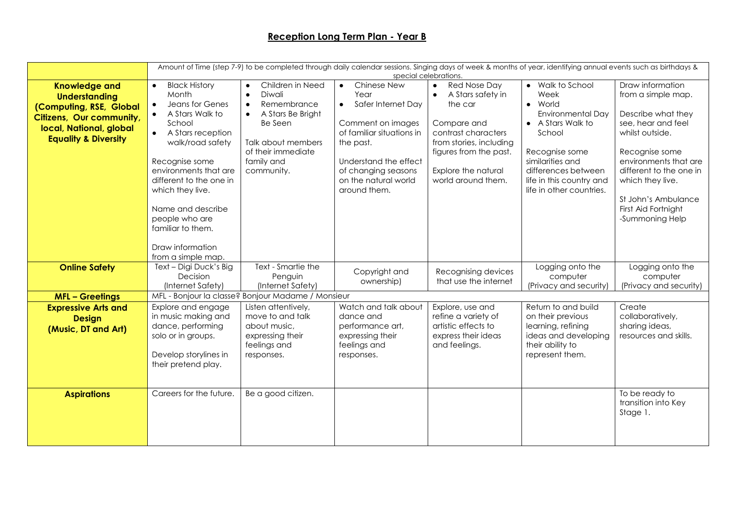# Reception Long Term Plan - Year B

| | | | | | | |
|---|---|---|---|---|---|---|
| | Amount of Time (step 7-9) to be completed through daily calendar sessions. Singing days of week & months of year, identifying annual events such as birthdays & special celebrations. | | | | | |
| **Knowledge and Understanding (Computing, RSE, Global Citizens, Our community, local, National, global Equality & Diversity** | • Black History Month<br>• Jeans for Genes<br>• A Stars Walk to School<br>• A Stars reception walk/road safety<br><br>Recognise some environments that are different to the one in which they live.<br><br>Name and describe people who are familiar to them.<br><br>Draw information from a simple map. | • Children in Need<br>• Diwali<br>• Remembrance<br>• A Stars Be Bright Be Seen<br><br>Talk about members of their immediate family and community. | • Chinese New Year<br>• Safer Internet Day<br><br>Comment on images of familiar situations in the past.<br><br>Understand the effect of changing seasons on the natural world around them. | • Red Nose Day<br>• A Stars safety in the car<br><br>Compare and contrast characters from stories, including figures from the past.<br><br>Explore the natural world around them. | • Walk to School Week<br>• World Environmental Day<br>• A Stars Walk to School<br><br>Recognise some similarities and differences between life in this country and life in other countries. | Draw information from a simple map.<br><br>Describe what they see, hear and feel whilst outside.<br><br>Recognise some environments that are different to the one in which they live.<br><br>St John's Ambulance First Aid Fortnight -Summoning Help |
| **Online Safety** | Text – Digi Duck's Big Decision (Internet Safety) | Text - Smartie the Penguin (Internet Safety) | Copyright and ownership) | Recognising devices that use the internet | Logging onto the computer (Privacy and security) | Logging onto the computer (Privacy and security) |
| **MFL – Greetings** | MFL - Bonjour la classe? Bonjour Madame / Monsieur | | | | | |
| **Expressive Arts and Design (Music, DT and Art)** | Explore and engage in music making and dance, performing solo or in groups.<br><br>Develop storylines in their pretend play. | Listen attentively, move to and talk about music, expressing their feelings and responses. | Watch and talk about dance and performance art, expressing their feelings and responses. | Explore, use and refine a variety of artistic effects to express their ideas and feelings. | Return to and build on their previous learning, refining ideas and developing their ability to represent them. | Create collaboratively, sharing ideas, resources and skills. |
| **Aspirations** | Careers for the future. | Be a good citizen. | | | | To be ready to transition into Key Stage 1. |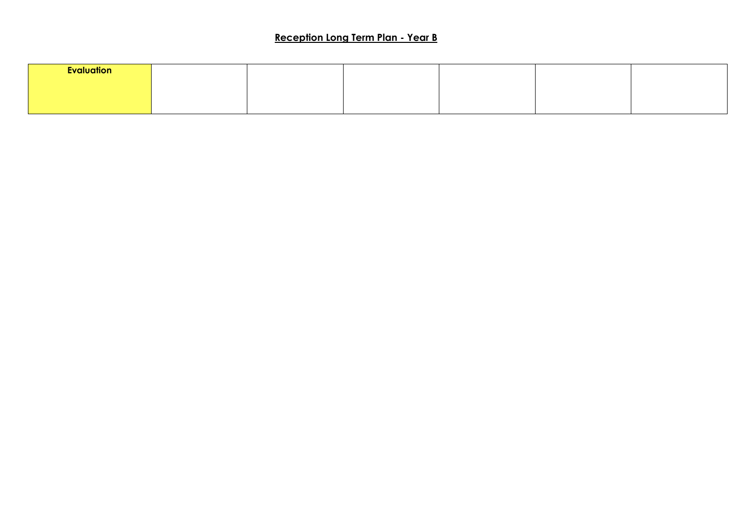**Reception Long Term Plan - Year B**

| | | | | | | |
|---|---|---|---|---|---|---|
| **Evaluation** | | | | | | |